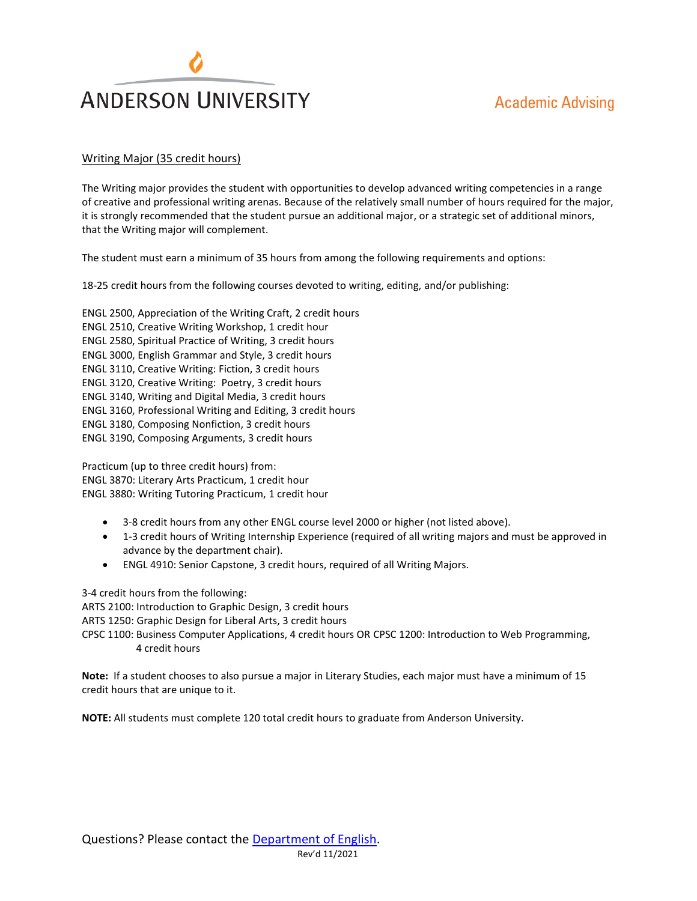ANDERSON UNIVERSITY

Academic Advising

Writing Major (35 credit hours)

The Writing major provides the student with opportunities to develop advanced writing competencies in a range of creative and professional writing arenas. Because of the relatively small number of hours required for the major, it is strongly recommended that the student pursue an additional major, or a strategic set of additional minors, that the Writing major will complement.

The student must earn a minimum of 35 hours from among the following requirements and options:

18-25 credit hours from the following courses devoted to writing, editing, and/or publishing:

ENGL 2500, Appreciation of the Writing Craft, 2 credit hours
ENGL 2510, Creative Writing Workshop, 1 credit hour
ENGL 2580, Spiritual Practice of Writing, 3 credit hours
ENGL 3000, English Grammar and Style, 3 credit hours
ENGL 3110, Creative Writing: Fiction, 3 credit hours
ENGL 3120, Creative Writing: Poetry, 3 credit hours
ENGL 3140, Writing and Digital Media, 3 credit hours
ENGL 3160, Professional Writing and Editing, 3 credit hours
ENGL 3180, Composing Nonfiction, 3 credit hours
ENGL 3190, Composing Arguments, 3 credit hours

Practicum (up to three credit hours) from:
ENGL 3870: Literary Arts Practicum, 1 credit hour
ENGL 3880: Writing Tutoring Practicum, 1 credit hour

- 3-8 credit hours from any other ENGL course level 2000 or higher (not listed above).
- 1-3 credit hours of Writing Internship Experience (required of all writing majors and must be approved in advance by the department chair).
- ENGL 4910: Senior Capstone, 3 credit hours, required of all Writing Majors.

3-4 credit hours from the following:
ARTS 2100: Introduction to Graphic Design, 3 credit hours
ARTS 1250: Graphic Design for Liberal Arts, 3 credit hours
CPSC 1100: Business Computer Applications, 4 credit hours OR CPSC 1200: Introduction to Web Programming, 4 credit hours

**Note:** If a student chooses to also pursue a major in Literary Studies, each major must have a minimum of 15 credit hours that are unique to it.

**NOTE:** All students must complete 120 total credit hours to graduate from Anderson University.

Questions? Please contact the Department of English.

Rev'd 11/2021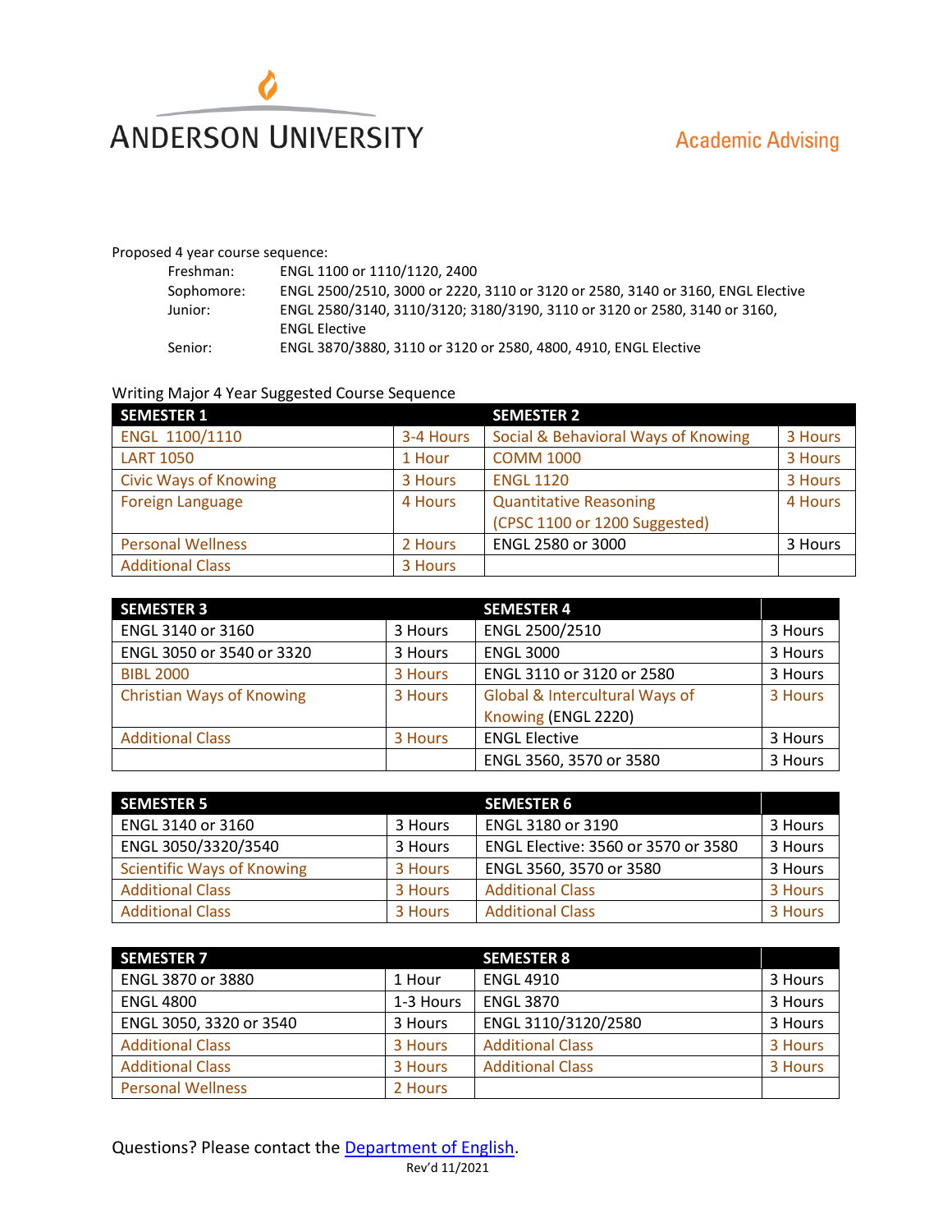# Anderson University

Academic Advising

Proposed 4 year course sequence:

- Freshman: ENGL 1100 or 1110/1120, 2400
- Sophomore: ENGL 2500/2510, 3000 or 2220, 3110 or 3120 or 2580, 3140 or 3160, ENGL Elective
- Junior: ENGL 2580/3140, 3110/3120; 3180/3190, 3110 or 3120 or 2580, 3140 or 3160, ENGL Elective
- Senior: ENGL 3870/3880, 3110 or 3120 or 2580, 4800, 4910, ENGL Elective

Writing Major 4 Year Suggested Course Sequence

| SEMESTER 1 | | SEMESTER 2 | |
|---|---|---|---|
| ENGL 1100/1110 | 3-4 Hours | Social & Behavioral Ways of Knowing | 3 Hours |
| LART 1050 | 1 Hour | COMM 1000 | 3 Hours |
| Civic Ways of Knowing | 3 Hours | ENGL 1120 | 3 Hours |
| Foreign Language | 4 Hours | Quantitative Reasoning (CPSC 1100 or 1200 Suggested) | 4 Hours |
| Personal Wellness | 2 Hours | ENGL 2580 or 3000 | 3 Hours |
| Additional Class | 3 Hours | | |

| SEMESTER 3 | | SEMESTER 4 | |
|---|---|---|---|
| ENGL 3140 or 3160 | 3 Hours | ENGL 2500/2510 | 3 Hours |
| ENGL 3050 or 3540 or 3320 | 3 Hours | ENGL 3000 | 3 Hours |
| BIBL 2000 | 3 Hours | ENGL 3110 or 3120 or 2580 | 3 Hours |
| Christian Ways of Knowing | 3 Hours | Global & Intercultural Ways of Knowing (ENGL 2220) | 3 Hours |
| Additional Class | 3 Hours | ENGL Elective | 3 Hours |
| | | ENGL 3560, 3570 or 3580 | 3 Hours |

| SEMESTER 5 | | SEMESTER 6 | |
|---|---|---|---|
| ENGL 3140 or 3160 | 3 Hours | ENGL 3180 or 3190 | 3 Hours |
| ENGL 3050/3320/3540 | 3 Hours | ENGL Elective: 3560 or 3570 or 3580 | 3 Hours |
| Scientific Ways of Knowing | 3 Hours | ENGL 3560, 3570 or 3580 | 3 Hours |
| Additional Class | 3 Hours | Additional Class | 3 Hours |
| Additional Class | 3 Hours | Additional Class | 3 Hours |

| SEMESTER 7 | | SEMESTER 8 | |
|---|---|---|---|
| ENGL 3870 or 3880 | 1 Hour | ENGL 4910 | 3 Hours |
| ENGL 4800 | 1-3 Hours | ENGL 3870 | 3 Hours |
| ENGL 3050, 3320 or 3540 | 3 Hours | ENGL 3110/3120/2580 | 3 Hours |
| Additional Class | 3 Hours | Additional Class | 3 Hours |
| Additional Class | 3 Hours | Additional Class | 3 Hours |
| Personal Wellness | 2 Hours | | |

Questions? Please contact the Department of English.

Rev'd 11/2021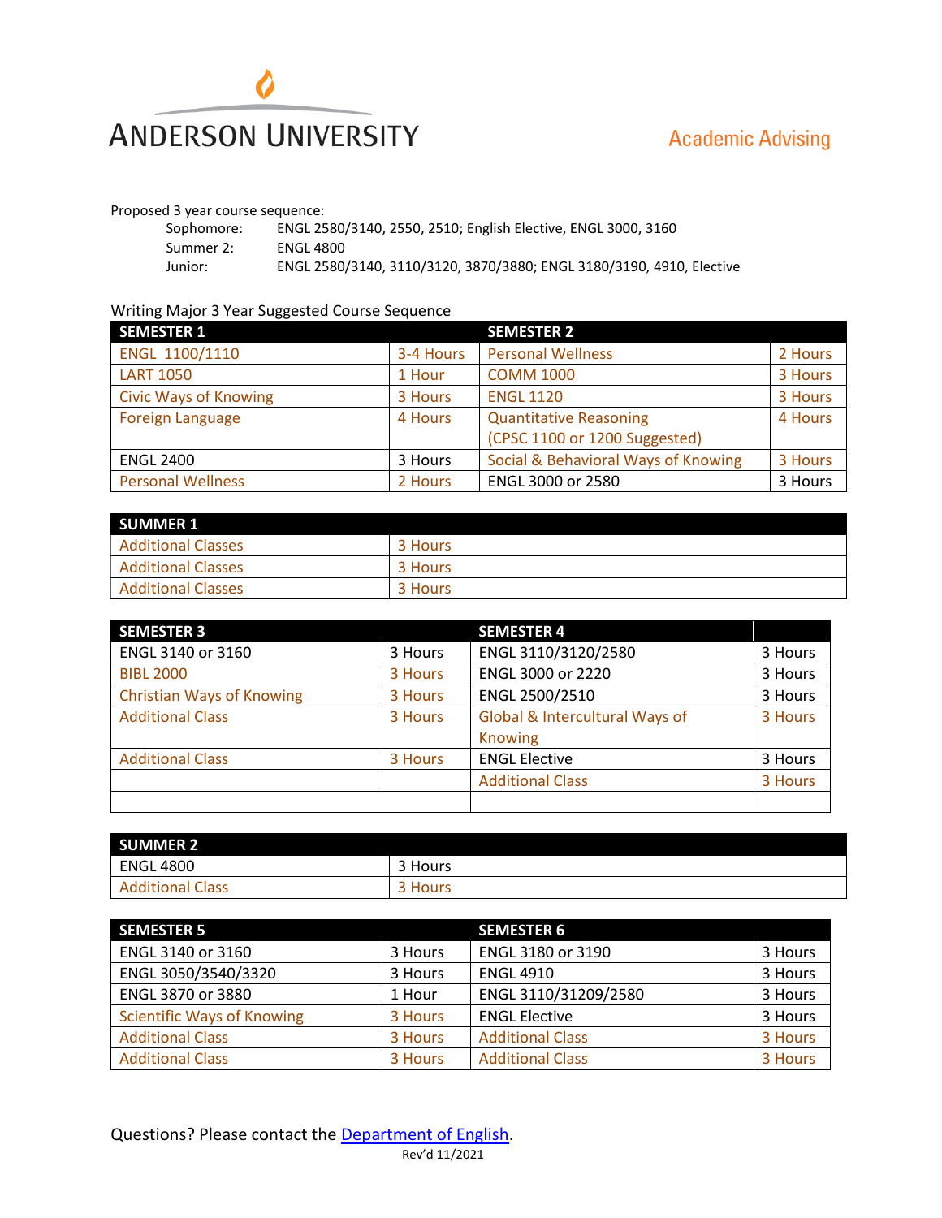# ANDERSON UNIVERSITY

Academic Advising

Proposed 3 year course sequence:

- Sophomore: ENGL 2580/3140, 2550, 2510; English Elective, ENGL 3000, 3160
- Summer 2: ENGL 4800
- Junior: ENGL 2580/3140, 3110/3120, 3870/3880; ENGL 3180/3190, 4910, Elective

Writing Major 3 Year Suggested Course Sequence

| SEMESTER 1 | | SEMESTER 2 | |
|---|---|---|---|
| ENGL 1100/1110 | 3-4 Hours | Personal Wellness | 2 Hours |
| LART 1050 | 1 Hour | COMM 1000 | 3 Hours |
| Civic Ways of Knowing | 3 Hours | ENGL 1120 | 3 Hours |
| Foreign Language | 4 Hours | Quantitative Reasoning (CPSC 1100 or 1200 Suggested) | 4 Hours |
| ENGL 2400 | 3 Hours | Social & Behavioral Ways of Knowing | 3 Hours |
| Personal Wellness | 2 Hours | ENGL 3000 or 2580 | 3 Hours |

| SUMMER 1 | |
|---|---|
| Additional Classes | 3 Hours |
| Additional Classes | 3 Hours |
| Additional Classes | 3 Hours |

| SEMESTER 3 | | SEMESTER 4 | |
|---|---|---|---|
| ENGL 3140 or 3160 | 3 Hours | ENGL 3110/3120/2580 | 3 Hours |
| BIBL 2000 | 3 Hours | ENGL 3000 or 2220 | 3 Hours |
| Christian Ways of Knowing | 3 Hours | ENGL 2500/2510 | 3 Hours |
| Additional Class | 3 Hours | Global & Intercultural Ways of Knowing | 3 Hours |
| Additional Class | 3 Hours | ENGL Elective | 3 Hours |
| | | Additional Class | 3 Hours |
| | | | |

| SUMMER 2 | |
|---|---|
| ENGL 4800 | 3 Hours |
| Additional Class | 3 Hours |

| SEMESTER 5 | | SEMESTER 6 | |
|---|---|---|---|
| ENGL 3140 or 3160 | 3 Hours | ENGL 3180 or 3190 | 3 Hours |
| ENGL 3050/3540/3320 | 3 Hours | ENGL 4910 | 3 Hours |
| ENGL 3870 or 3880 | 1 Hour | ENGL 3110/31209/2580 | 3 Hours |
| Scientific Ways of Knowing | 3 Hours | ENGL Elective | 3 Hours |
| Additional Class | 3 Hours | Additional Class | 3 Hours |
| Additional Class | 3 Hours | Additional Class | 3 Hours |

Questions? Please contact the Department of English.

Rev'd 11/2021